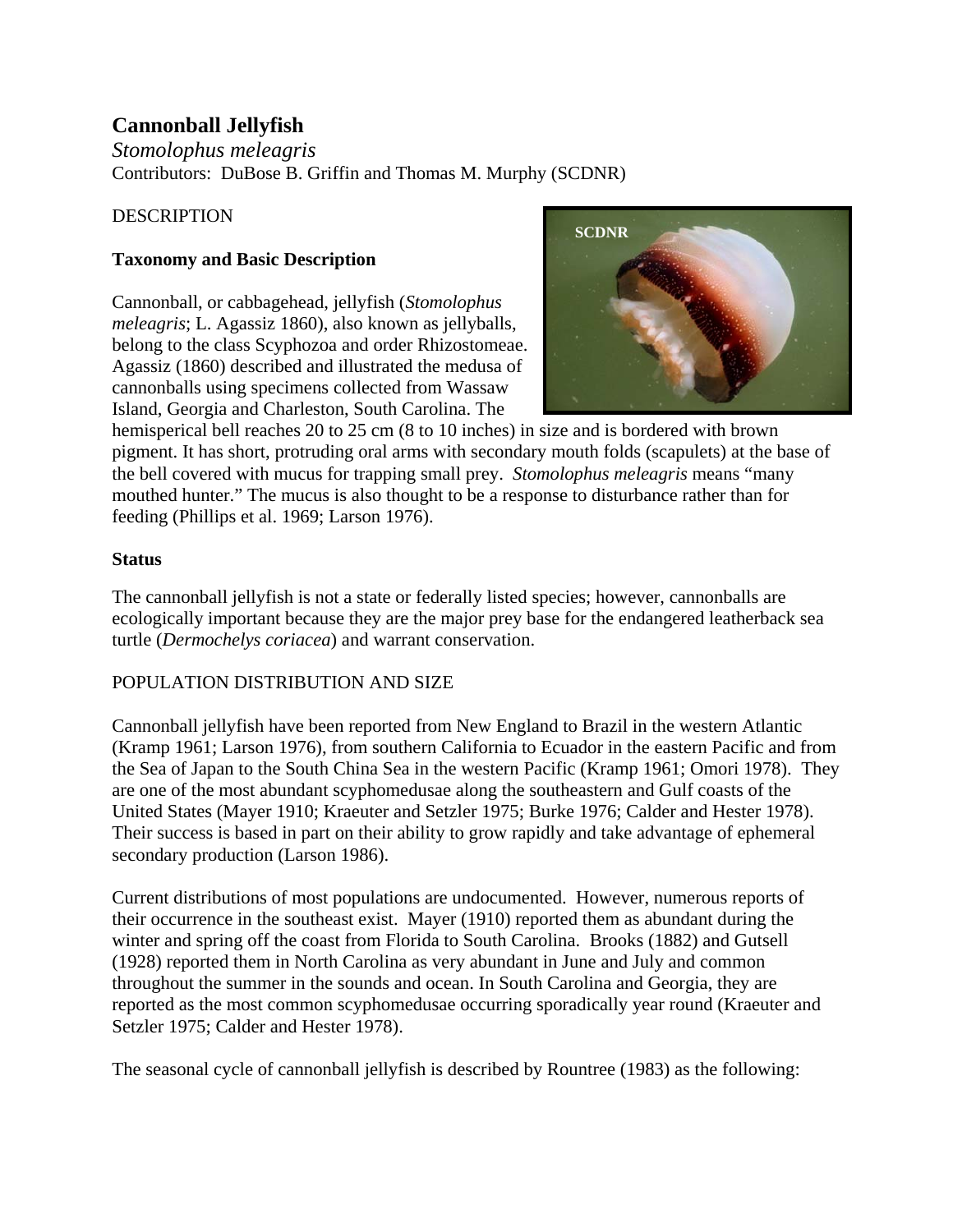# Cannonball Jellyfish

*Stomolophus meleagris*

Contributors: DuBose B. Griffin and Thomas M. Murphy (SCDNR)

DESCRIPTION

### Taxonomy and Basic Description

Cannonball, or cabbagehead, jellyfish (*Stomolophus meleagris*; L. Agassiz 1860), also known as jellyballs, belong to the class Scyphozoa and order Rhizostomeae. Agassiz (1860) described and illustrated the medusa of cannonballs using specimens collected from Wassaw Island, Georgia and Charleston, South Carolina. The hemisperical bell reaches 20 to 25 cm (8 to 10 inches) in size and is bordered with brown pigment. It has short, protruding oral arms with secondary mouth folds (scapulets) at the base of the bell covered with mucus for trapping small prey. *Stomolophus meleagris* means "many mouthed hunter." The mucus is also thought to be a response to disturbance rather than for feeding (Phillips et al. 1969; Larson 1976).

### Status

The cannonball jellyfish is not a state or federally listed species; however, cannonballs are ecologically important because they are the major prey base for the endangered leatherback sea turtle (*Dermochelys coriacea*) and warrant conservation.

POPULATION DISTRIBUTION AND SIZE

Cannonball jellyfish have been reported from New England to Brazil in the western Atlantic (Kramp 1961; Larson 1976), from southern California to Ecuador in the eastern Pacific and from the Sea of Japan to the South China Sea in the western Pacific (Kramp 1961; Omori 1978). They are one of the most abundant scyphomedusae along the southeastern and Gulf coasts of the United States (Mayer 1910; Kraeuter and Setzler 1975; Burke 1976; Calder and Hester 1978). Their success is based in part on their ability to grow rapidly and take advantage of ephemeral secondary production (Larson 1986).

Current distributions of most populations are undocumented. However, numerous reports of their occurrence in the southeast exist. Mayer (1910) reported them as abundant during the winter and spring off the coast from Florida to South Carolina. Brooks (1882) and Gutsell (1928) reported them in North Carolina as very abundant in June and July and common throughout the summer in the sounds and ocean. In South Carolina and Georgia, they are reported as the most common scyphomedusae occurring sporadically year round (Kraeuter and Setzler 1975; Calder and Hester 1978).

The seasonal cycle of cannonball jellyfish is described by Rountree (1983) as the following: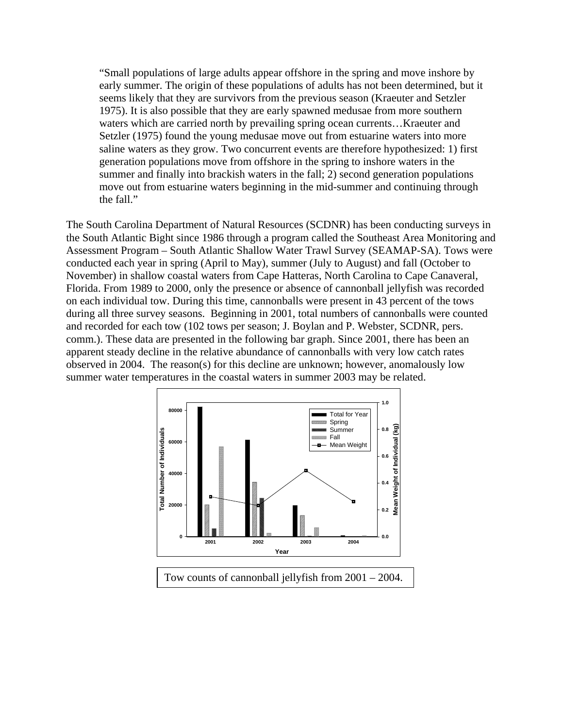> "Small populations of large adults appear offshore in the spring and move inshore by early summer. The origin of these populations of adults has not been determined, but it seems likely that they are survivors from the previous season (Kraeuter and Setzler 1975). It is also possible that they are early spawned medusae from more southern waters which are carried north by prevailing spring ocean currents…Kraeuter and Setzler (1975) found the young medusae move out from estuarine waters into more saline waters as they grow. Two concurrent events are therefore hypothesized: 1) first generation populations move from offshore in the spring to inshore waters in the summer and finally into brackish waters in the fall; 2) second generation populations move out from estuarine waters beginning in the mid-summer and continuing through the fall."

The South Carolina Department of Natural Resources (SCDNR) has been conducting surveys in the South Atlantic Bight since 1986 through a program called the Southeast Area Monitoring and Assessment Program – South Atlantic Shallow Water Trawl Survey (SEAMAP-SA). Tows were conducted each year in spring (April to May), summer (July to August) and fall (October to November) in shallow coastal waters from Cape Hatteras, North Carolina to Cape Canaveral, Florida. From 1989 to 2000, only the presence or absence of cannonball jellyfish was recorded on each individual tow. During this time, cannonballs were present in 43 percent of the tows during all three survey seasons. Beginning in 2001, total numbers of cannonballs were counted and recorded for each tow (102 tows per season; J. Boylan and P. Webster, SCDNR, pers. comm.). These data are presented in the following bar graph. Since 2001, there has been an apparent steady decline in the relative abundance of cannonballs with very low catch rates observed in 2004. The reason(s) for this decline are unknown; however, anomalously low summer water temperatures in the coastal waters in summer 2003 may be related.

Tow counts of cannonball jellyfish from 2001 – 2004.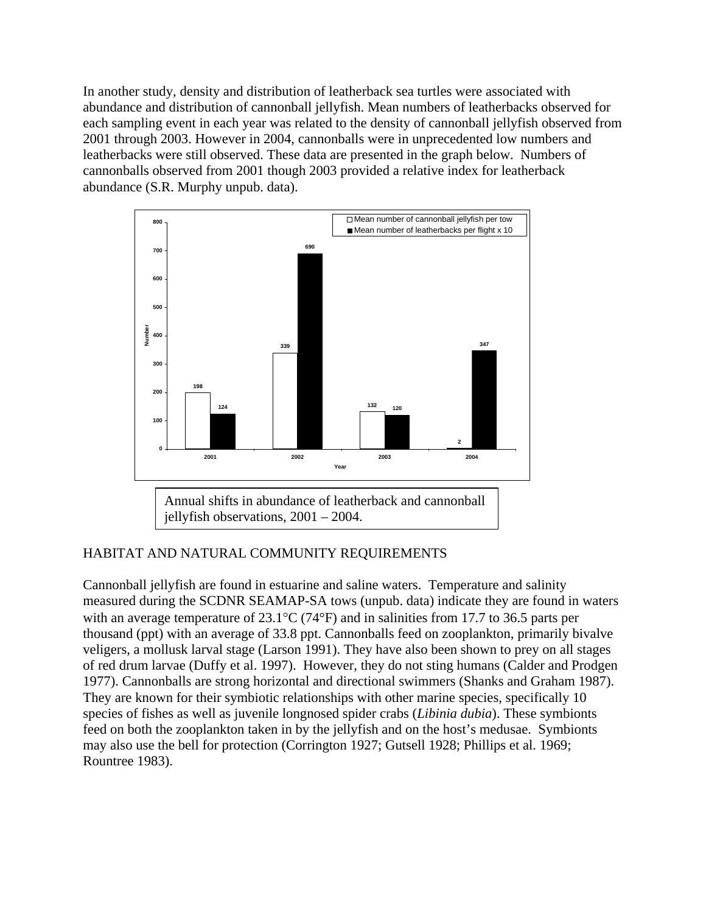In another study, density and distribution of leatherback sea turtles were associated with abundance and distribution of cannonball jellyfish. Mean numbers of leatherbacks observed for each sampling event in each year was related to the density of cannonball jellyfish observed from 2001 through 2003. However in 2004, cannonballs were in unprecedented low numbers and leatherbacks were still observed. These data are presented in the graph below. Numbers of cannonballs observed from 2001 though 2003 provided a relative index for leatherback abundance (S.R. Murphy unpub. data).

| Year | Mean number of cannonball jellyfish per tow | Mean number of leatherbacks per flight x 10 |
|---|---|---|
| 2001 | 198 | 124 |
| 2002 | 339 | 690 |
| 2003 | 132 | 120 |
| 2004 | 2 | 347 |

Annual shifts in abundance of leatherback and cannonball jellyfish observations, 2001 – 2004.

## HABITAT AND NATURAL COMMUNITY REQUIREMENTS

Cannonball jellyfish are found in estuarine and saline waters. Temperature and salinity measured during the SCDNR SEAMAP-SA tows (unpub. data) indicate they are found in waters with an average temperature of 23.1°C (74°F) and in salinities from 17.7 to 36.5 parts per thousand (ppt) with an average of 33.8 ppt. Cannonballs feed on zooplankton, primarily bivalve veligers, a mollusk larval stage (Larson 1991). They have also been shown to prey on all stages of red drum larvae (Duffy et al. 1997). However, they do not sting humans (Calder and Prodgen 1977). Cannonballs are strong horizontal and directional swimmers (Shanks and Graham 1987). They are known for their symbiotic relationships with other marine species, specifically 10 species of fishes as well as juvenile longnosed spider crabs (*Libinia dubia*). These symbionts feed on both the zooplankton taken in by the jellyfish and on the host's medusae. Symbionts may also use the bell for protection (Corrington 1927; Gutsell 1928; Phillips et al. 1969; Rountree 1983).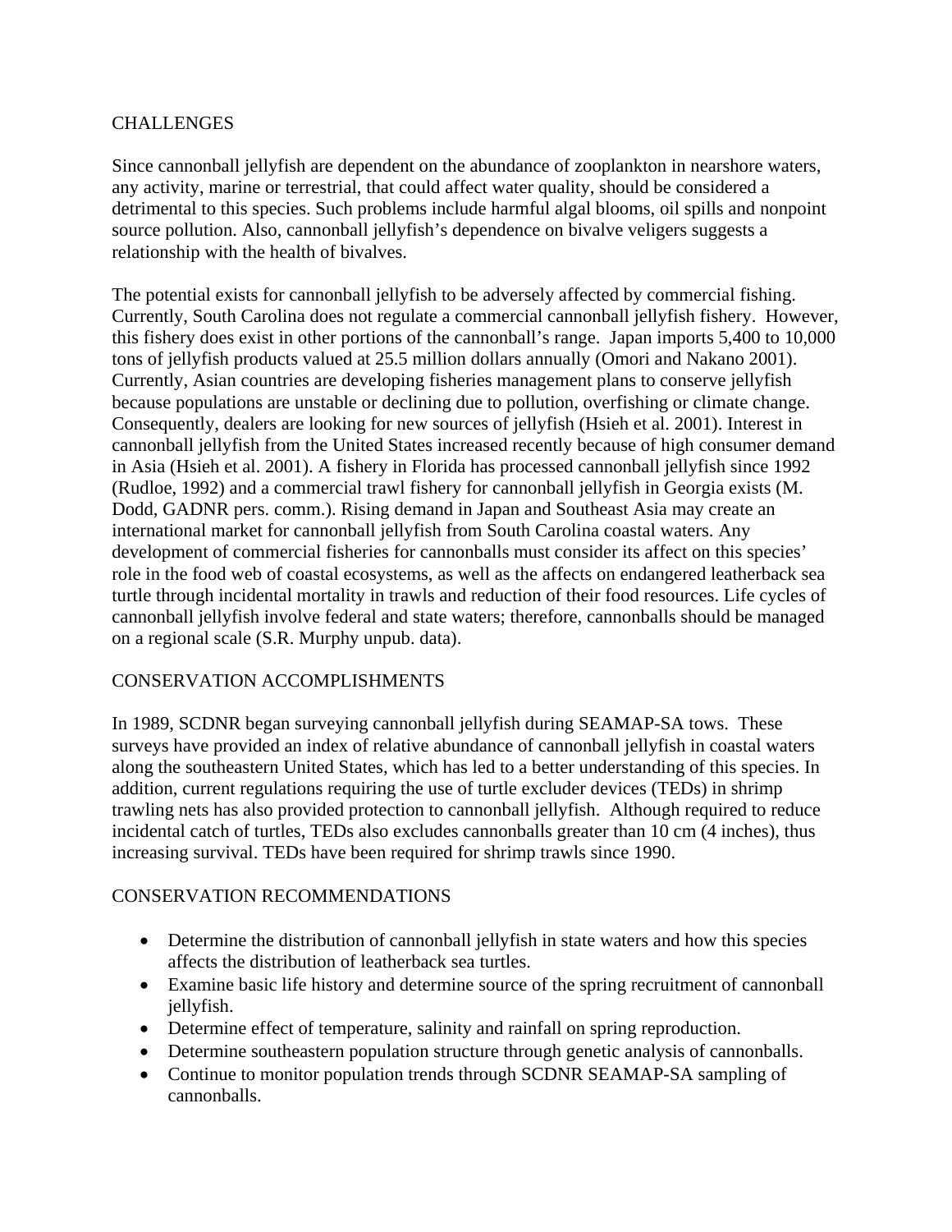## CHALLENGES

Since cannonball jellyfish are dependent on the abundance of zooplankton in nearshore waters, any activity, marine or terrestrial, that could affect water quality, should be considered a detrimental to this species. Such problems include harmful algal blooms, oil spills and nonpoint source pollution. Also, cannonball jellyfish's dependence on bivalve veligers suggests a relationship with the health of bivalves.

The potential exists for cannonball jellyfish to be adversely affected by commercial fishing. Currently, South Carolina does not regulate a commercial cannonball jellyfish fishery. However, this fishery does exist in other portions of the cannonball's range. Japan imports 5,400 to 10,000 tons of jellyfish products valued at 25.5 million dollars annually (Omori and Nakano 2001). Currently, Asian countries are developing fisheries management plans to conserve jellyfish because populations are unstable or declining due to pollution, overfishing or climate change. Consequently, dealers are looking for new sources of jellyfish (Hsieh et al. 2001). Interest in cannonball jellyfish from the United States increased recently because of high consumer demand in Asia (Hsieh et al. 2001). A fishery in Florida has processed cannonball jellyfish since 1992 (Rudloe, 1992) and a commercial trawl fishery for cannonball jellyfish in Georgia exists (M. Dodd, GADNR pers. comm.). Rising demand in Japan and Southeast Asia may create an international market for cannonball jellyfish from South Carolina coastal waters. Any development of commercial fisheries for cannonballs must consider its affect on this species' role in the food web of coastal ecosystems, as well as the affects on endangered leatherback sea turtle through incidental mortality in trawls and reduction of their food resources. Life cycles of cannonball jellyfish involve federal and state waters; therefore, cannonballs should be managed on a regional scale (S.R. Murphy unpub. data).

## CONSERVATION ACCOMPLISHMENTS

In 1989, SCDNR began surveying cannonball jellyfish during SEAMAP-SA tows. These surveys have provided an index of relative abundance of cannonball jellyfish in coastal waters along the southeastern United States, which has led to a better understanding of this species. In addition, current regulations requiring the use of turtle excluder devices (TEDs) in shrimp trawling nets has also provided protection to cannonball jellyfish. Although required to reduce incidental catch of turtles, TEDs also excludes cannonballs greater than 10 cm (4 inches), thus increasing survival. TEDs have been required for shrimp trawls since 1990.

## CONSERVATION RECOMMENDATIONS

- Determine the distribution of cannonball jellyfish in state waters and how this species affects the distribution of leatherback sea turtles.
- Examine basic life history and determine source of the spring recruitment of cannonball jellyfish.
- Determine effect of temperature, salinity and rainfall on spring reproduction.
- Determine southeastern population structure through genetic analysis of cannonballs.
- Continue to monitor population trends through SCDNR SEAMAP-SA sampling of cannonballs.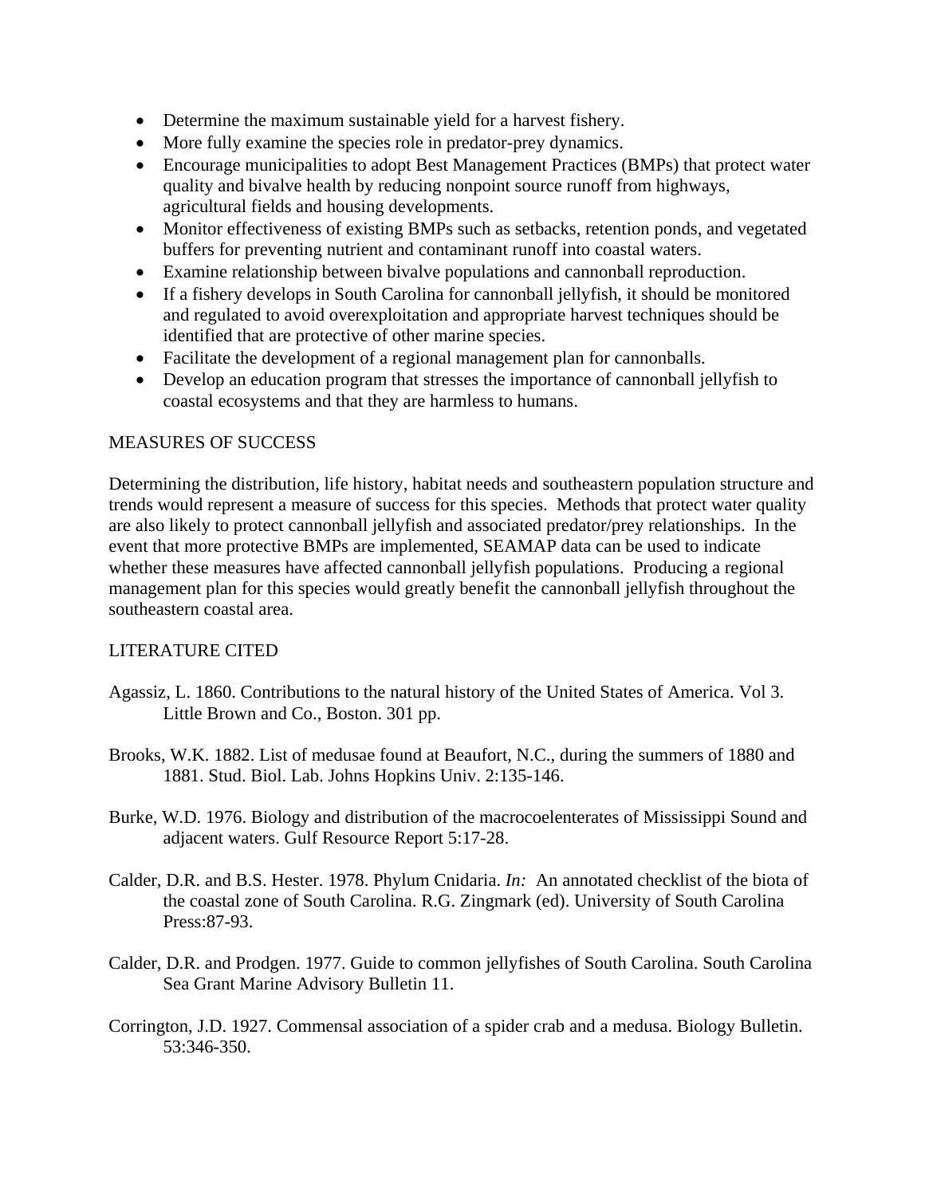- Determine the maximum sustainable yield for a harvest fishery.
- More fully examine the species role in predator-prey dynamics.
- Encourage municipalities to adopt Best Management Practices (BMPs) that protect water quality and bivalve health by reducing nonpoint source runoff from highways, agricultural fields and housing developments.
- Monitor effectiveness of existing BMPs such as setbacks, retention ponds, and vegetated buffers for preventing nutrient and contaminant runoff into coastal waters.
- Examine relationship between bivalve populations and cannonball reproduction.
- If a fishery develops in South Carolina for cannonball jellyfish, it should be monitored and regulated to avoid overexploitation and appropriate harvest techniques should be identified that are protective of other marine species.
- Facilitate the development of a regional management plan for cannonballs.
- Develop an education program that stresses the importance of cannonball jellyfish to coastal ecosystems and that they are harmless to humans.

## MEASURES OF SUCCESS

Determining the distribution, life history, habitat needs and southeastern population structure and trends would represent a measure of success for this species. Methods that protect water quality are also likely to protect cannonball jellyfish and associated predator/prey relationships. In the event that more protective BMPs are implemented, SEAMAP data can be used to indicate whether these measures have affected cannonball jellyfish populations. Producing a regional management plan for this species would greatly benefit the cannonball jellyfish throughout the southeastern coastal area.

## LITERATURE CITED

Agassiz, L. 1860. Contributions to the natural history of the United States of America. Vol 3. Little Brown and Co., Boston. 301 pp.

Brooks, W.K. 1882. List of medusae found at Beaufort, N.C., during the summers of 1880 and 1881. Stud. Biol. Lab. Johns Hopkins Univ. 2:135-146.

Burke, W.D. 1976. Biology and distribution of the macrocoelenterates of Mississippi Sound and adjacent waters. Gulf Resource Report 5:17-28.

Calder, D.R. and B.S. Hester. 1978. Phylum Cnidaria. *In:* An annotated checklist of the biota of the coastal zone of South Carolina. R.G. Zingmark (ed). University of South Carolina Press:87-93.

Calder, D.R. and Prodgen. 1977. Guide to common jellyfishes of South Carolina. South Carolina Sea Grant Marine Advisory Bulletin 11.

Corrington, J.D. 1927. Commensal association of a spider crab and a medusa. Biology Bulletin. 53:346-350.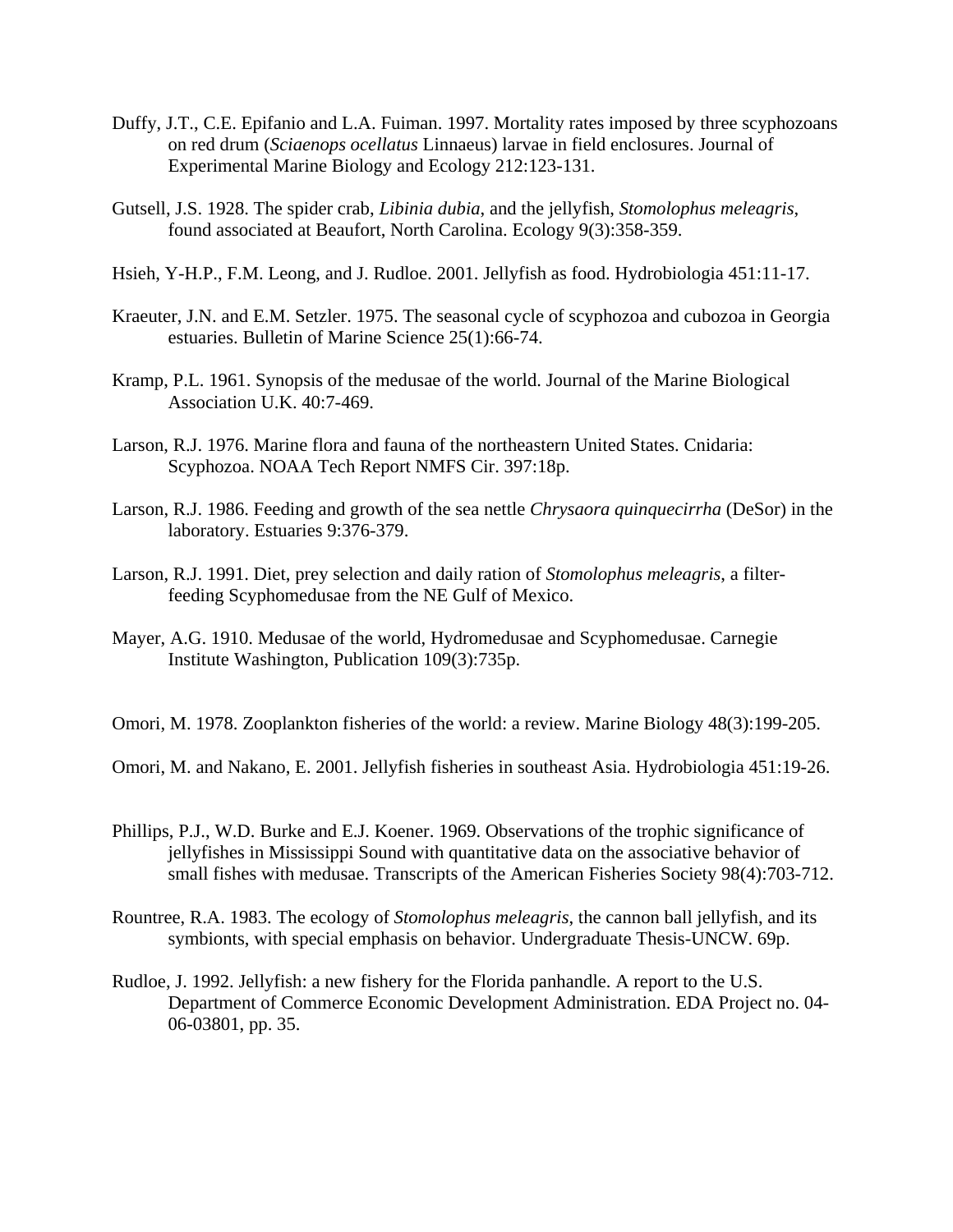Duffy, J.T., C.E. Epifanio and L.A. Fuiman. 1997. Mortality rates imposed by three scyphozoans on red drum (*Sciaenops ocellatus* Linnaeus) larvae in field enclosures. Journal of Experimental Marine Biology and Ecology 212:123-131.

Gutsell, J.S. 1928. The spider crab, *Libinia dubia*, and the jellyfish, *Stomolophus meleagris*, found associated at Beaufort, North Carolina. Ecology 9(3):358-359.

Hsieh, Y-H.P., F.M. Leong, and J. Rudloe. 2001. Jellyfish as food. Hydrobiologia 451:11-17.

Kraeuter, J.N. and E.M. Setzler. 1975. The seasonal cycle of scyphozoa and cubozoa in Georgia estuaries. Bulletin of Marine Science 25(1):66-74.

Kramp, P.L. 1961. Synopsis of the medusae of the world. Journal of the Marine Biological Association U.K. 40:7-469.

Larson, R.J. 1976. Marine flora and fauna of the northeastern United States. Cnidaria: Scyphozoa. NOAA Tech Report NMFS Cir. 397:18p.

Larson, R.J. 1986. Feeding and growth of the sea nettle *Chrysaora quinquecirrha* (DeSor) in the laboratory. Estuaries 9:376-379.

Larson, R.J. 1991. Diet, prey selection and daily ration of *Stomolophus meleagris*, a filter-feeding Scyphomedusae from the NE Gulf of Mexico.

Mayer, A.G. 1910. Medusae of the world, Hydromedusae and Scyphomedusae. Carnegie Institute Washington, Publication 109(3):735p.

Omori, M. 1978. Zooplankton fisheries of the world: a review. Marine Biology 48(3):199-205.

Omori, M. and Nakano, E. 2001. Jellyfish fisheries in southeast Asia. Hydrobiologia 451:19-26.

Phillips, P.J., W.D. Burke and E.J. Koener. 1969. Observations of the trophic significance of jellyfishes in Mississippi Sound with quantitative data on the associative behavior of small fishes with medusae. Transcripts of the American Fisheries Society 98(4):703-712.

Rountree, R.A. 1983. The ecology of *Stomolophus meleagris*, the cannon ball jellyfish, and its symbionts, with special emphasis on behavior. Undergraduate Thesis-UNCW. 69p.

Rudloe, J. 1992. Jellyfish: a new fishery for the Florida panhandle. A report to the U.S. Department of Commerce Economic Development Administration. EDA Project no. 04-06-03801, pp. 35.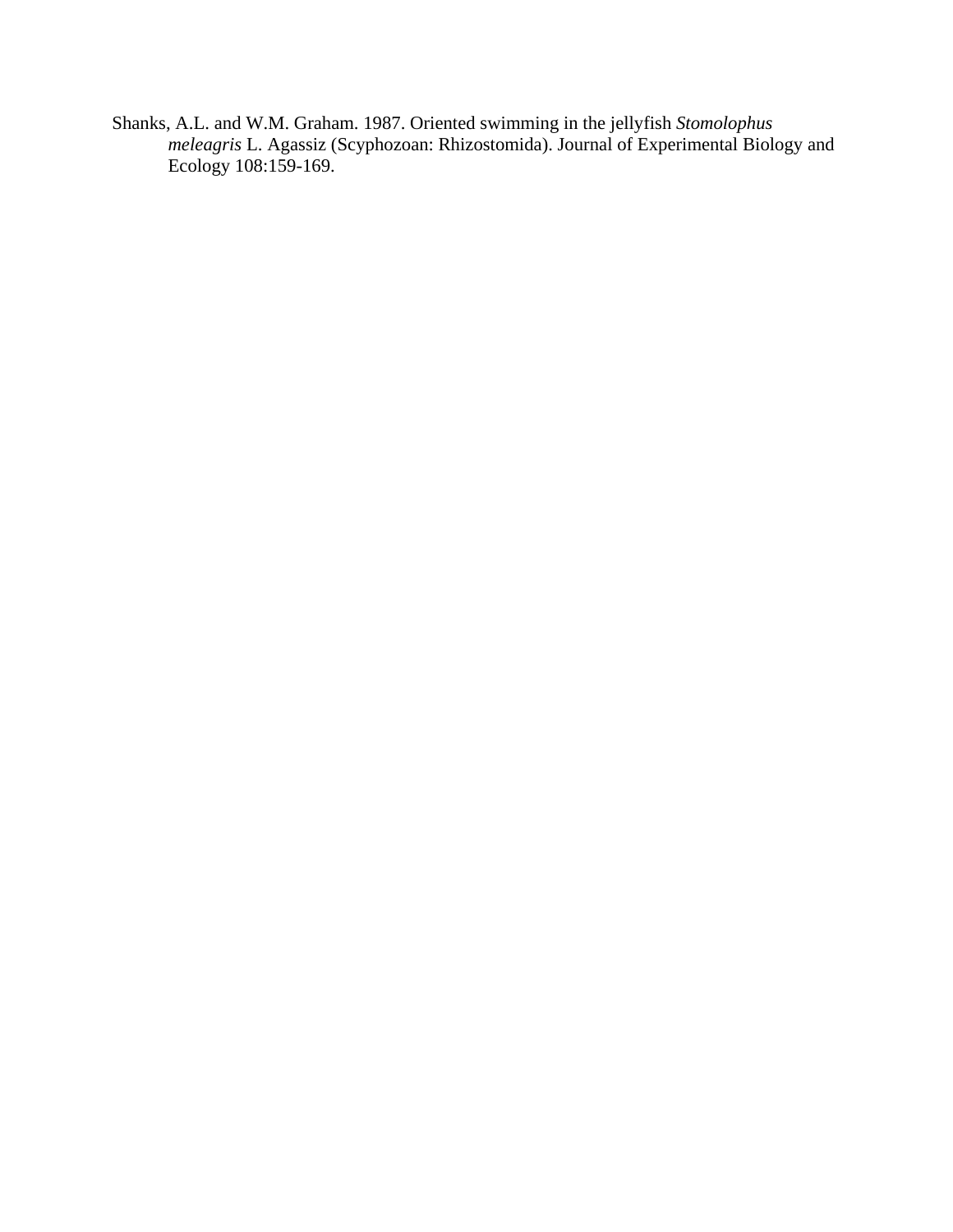Shanks, A.L. and W.M. Graham. 1987. Oriented swimming in the jellyfish *Stomolophus meleagris* L. Agassiz (Scyphozoan: Rhizostomida). Journal of Experimental Biology and Ecology 108:159-169.